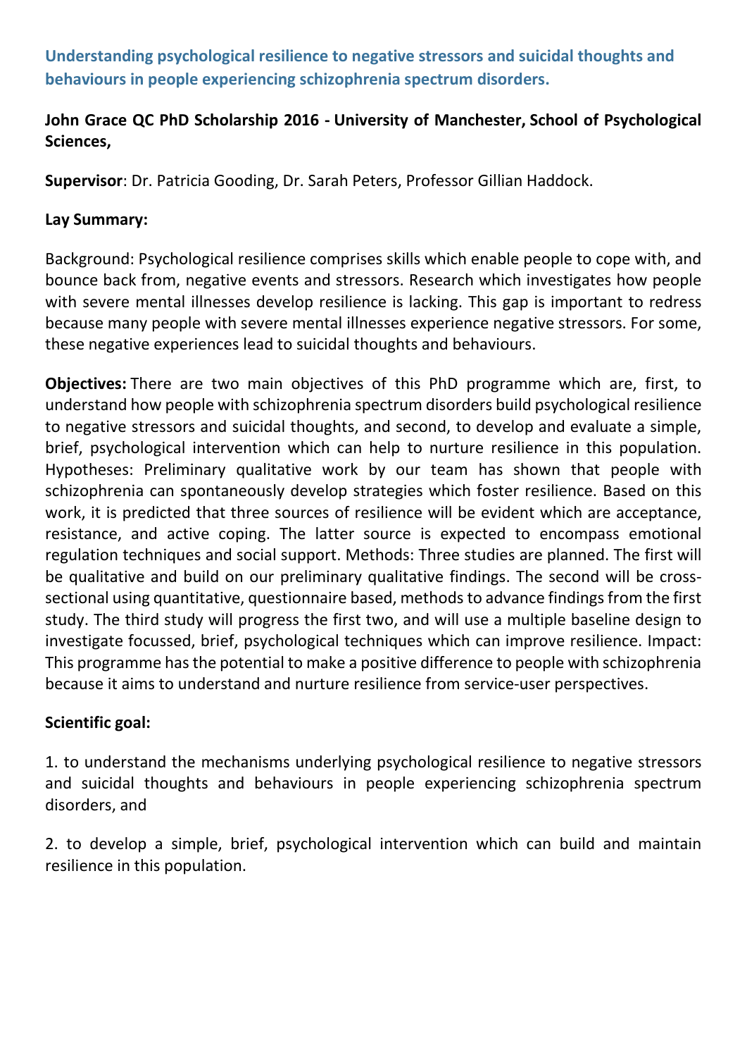# Understanding psychological resilience to negative stressors and suicidal thoughts and behaviours in people experiencing schizophrenia spectrum disorders.

**John Grace QC PhD Scholarship 2016 - University of Manchester, School of Psychological Sciences,**

**Supervisor**: Dr. Patricia Gooding, Dr. Sarah Peters, Professor Gillian Haddock.

**Lay Summary:**

Background: Psychological resilience comprises skills which enable people to cope with, and bounce back from, negative events and stressors. Research which investigates how people with severe mental illnesses develop resilience is lacking. This gap is important to redress because many people with severe mental illnesses experience negative stressors. For some, these negative experiences lead to suicidal thoughts and behaviours.

**Objectives:** There are two main objectives of this PhD programme which are, first, to understand how people with schizophrenia spectrum disorders build psychological resilience to negative stressors and suicidal thoughts, and second, to develop and evaluate a simple, brief, psychological intervention which can help to nurture resilience in this population. Hypotheses: Preliminary qualitative work by our team has shown that people with schizophrenia can spontaneously develop strategies which foster resilience. Based on this work, it is predicted that three sources of resilience will be evident which are acceptance, resistance, and active coping. The latter source is expected to encompass emotional regulation techniques and social support. Methods: Three studies are planned. The first will be qualitative and build on our preliminary qualitative findings. The second will be cross-sectional using quantitative, questionnaire based, methods to advance findings from the first study. The third study will progress the first two, and will use a multiple baseline design to investigate focussed, brief, psychological techniques which can improve resilience. Impact: This programme has the potential to make a positive difference to people with schizophrenia because it aims to understand and nurture resilience from service-user perspectives.

**Scientific goal:**

1. to understand the mechanisms underlying psychological resilience to negative stressors and suicidal thoughts and behaviours in people experiencing schizophrenia spectrum disorders, and

2. to develop a simple, brief, psychological intervention which can build and maintain resilience in this population.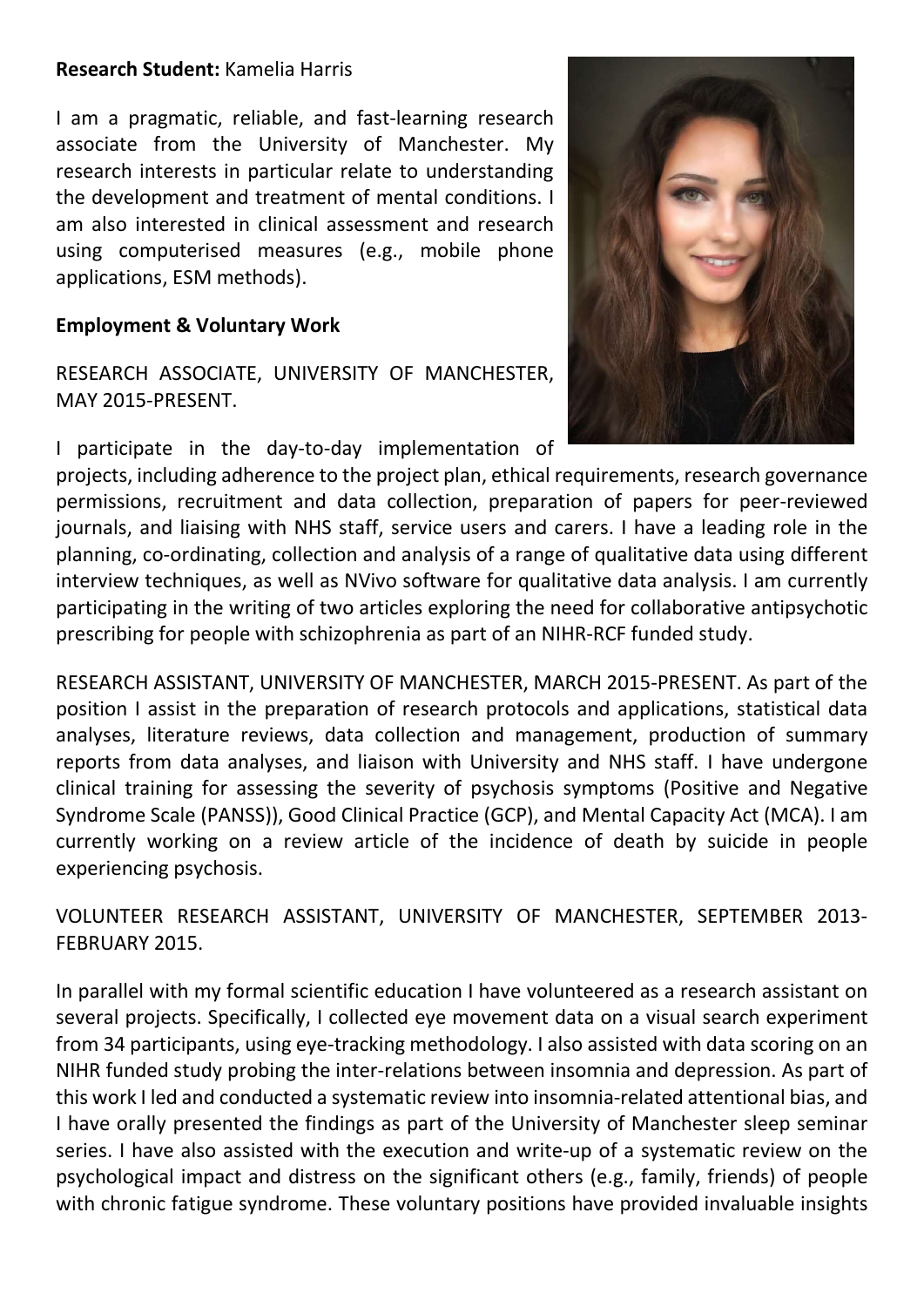**Research Student:** Kamelia Harris

I am a pragmatic, reliable, and fast-learning research associate from the University of Manchester. My research interests in particular relate to understanding the development and treatment of mental conditions. I am also interested in clinical assessment and research using computerised measures (e.g., mobile phone applications, ESM methods).

**Employment & Voluntary Work**

RESEARCH ASSOCIATE, UNIVERSITY OF MANCHESTER, MAY 2015-PRESENT.

I participate in the day-to-day implementation of projects, including adherence to the project plan, ethical requirements, research governance permissions, recruitment and data collection, preparation of papers for peer-reviewed journals, and liaising with NHS staff, service users and carers. I have a leading role in the planning, co-ordinating, collection and analysis of a range of qualitative data using different interview techniques, as well as NVivo software for qualitative data analysis. I am currently participating in the writing of two articles exploring the need for collaborative antipsychotic prescribing for people with schizophrenia as part of an NIHR-RCF funded study.

RESEARCH ASSISTANT, UNIVERSITY OF MANCHESTER, MARCH 2015-PRESENT. As part of the position I assist in the preparation of research protocols and applications, statistical data analyses, literature reviews, data collection and management, production of summary reports from data analyses, and liaison with University and NHS staff. I have undergone clinical training for assessing the severity of psychosis symptoms (Positive and Negative Syndrome Scale (PANSS)), Good Clinical Practice (GCP), and Mental Capacity Act (MCA). I am currently working on a review article of the incidence of death by suicide in people experiencing psychosis.

VOLUNTEER RESEARCH ASSISTANT, UNIVERSITY OF MANCHESTER, SEPTEMBER 2013-FEBRUARY 2015.

In parallel with my formal scientific education I have volunteered as a research assistant on several projects. Specifically, I collected eye movement data on a visual search experiment from 34 participants, using eye-tracking methodology. I also assisted with data scoring on an NIHR funded study probing the inter-relations between insomnia and depression. As part of this work I led and conducted a systematic review into insomnia-related attentional bias, and I have orally presented the findings as part of the University of Manchester sleep seminar series. I have also assisted with the execution and write-up of a systematic review on the psychological impact and distress on the significant others (e.g., family, friends) of people with chronic fatigue syndrome. These voluntary positions have provided invaluable insights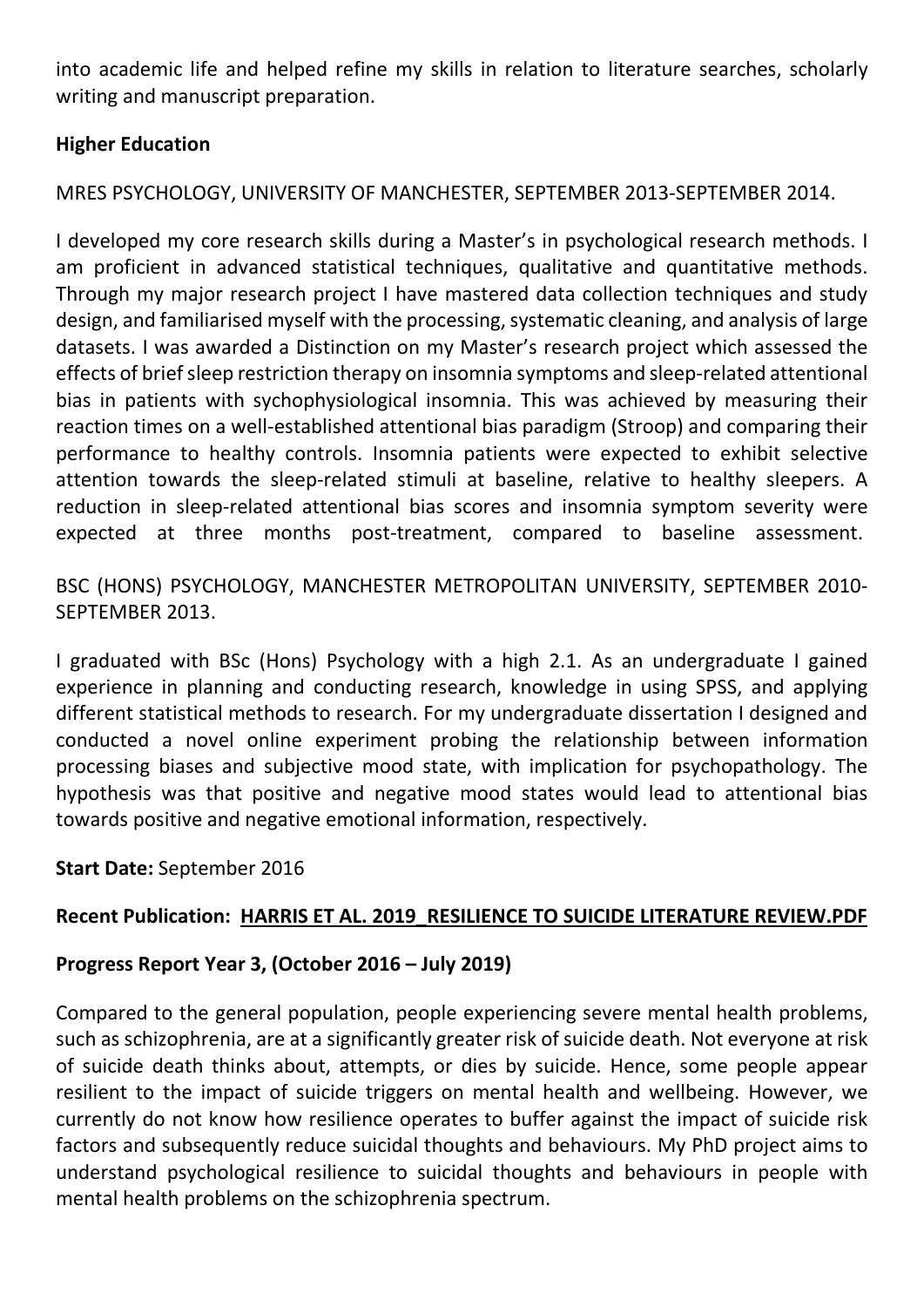into academic life and helped refine my skills in relation to literature searches, scholarly writing and manuscript preparation.

**Higher Education**

MRES PSYCHOLOGY, UNIVERSITY OF MANCHESTER, SEPTEMBER 2013-SEPTEMBER 2014.

I developed my core research skills during a Master's in psychological research methods. I am proficient in advanced statistical techniques, qualitative and quantitative methods. Through my major research project I have mastered data collection techniques and study design, and familiarised myself with the processing, systematic cleaning, and analysis of large datasets. I was awarded a Distinction on my Master's research project which assessed the effects of brief sleep restriction therapy on insomnia symptoms and sleep-related attentional bias in patients with sychophysiological insomnia. This was achieved by measuring their reaction times on a well-established attentional bias paradigm (Stroop) and comparing their performance to healthy controls. Insomnia patients were expected to exhibit selective attention towards the sleep-related stimuli at baseline, relative to healthy sleepers. A reduction in sleep-related attentional bias scores and insomnia symptom severity were expected at three months post-treatment, compared to baseline assessment.

BSC (HONS) PSYCHOLOGY, MANCHESTER METROPOLITAN UNIVERSITY, SEPTEMBER 2010-SEPTEMBER 2013.

I graduated with BSc (Hons) Psychology with a high 2.1. As an undergraduate I gained experience in planning and conducting research, knowledge in using SPSS, and applying different statistical methods to research. For my undergraduate dissertation I designed and conducted a novel online experiment probing the relationship between information processing biases and subjective mood state, with implication for psychopathology. The hypothesis was that positive and negative mood states would lead to attentional bias towards positive and negative emotional information, respectively.

**Start Date:** September 2016

**Recent Publication: HARRIS ET AL. 2019_RESILIENCE TO SUICIDE LITERATURE REVIEW.PDF**

**Progress Report Year 3, (October 2016 – July 2019)**

Compared to the general population, people experiencing severe mental health problems, such as schizophrenia, are at a significantly greater risk of suicide death. Not everyone at risk of suicide death thinks about, attempts, or dies by suicide. Hence, some people appear resilient to the impact of suicide triggers on mental health and wellbeing. However, we currently do not know how resilience operates to buffer against the impact of suicide risk factors and subsequently reduce suicidal thoughts and behaviours. My PhD project aims to understand psychological resilience to suicidal thoughts and behaviours in people with mental health problems on the schizophrenia spectrum.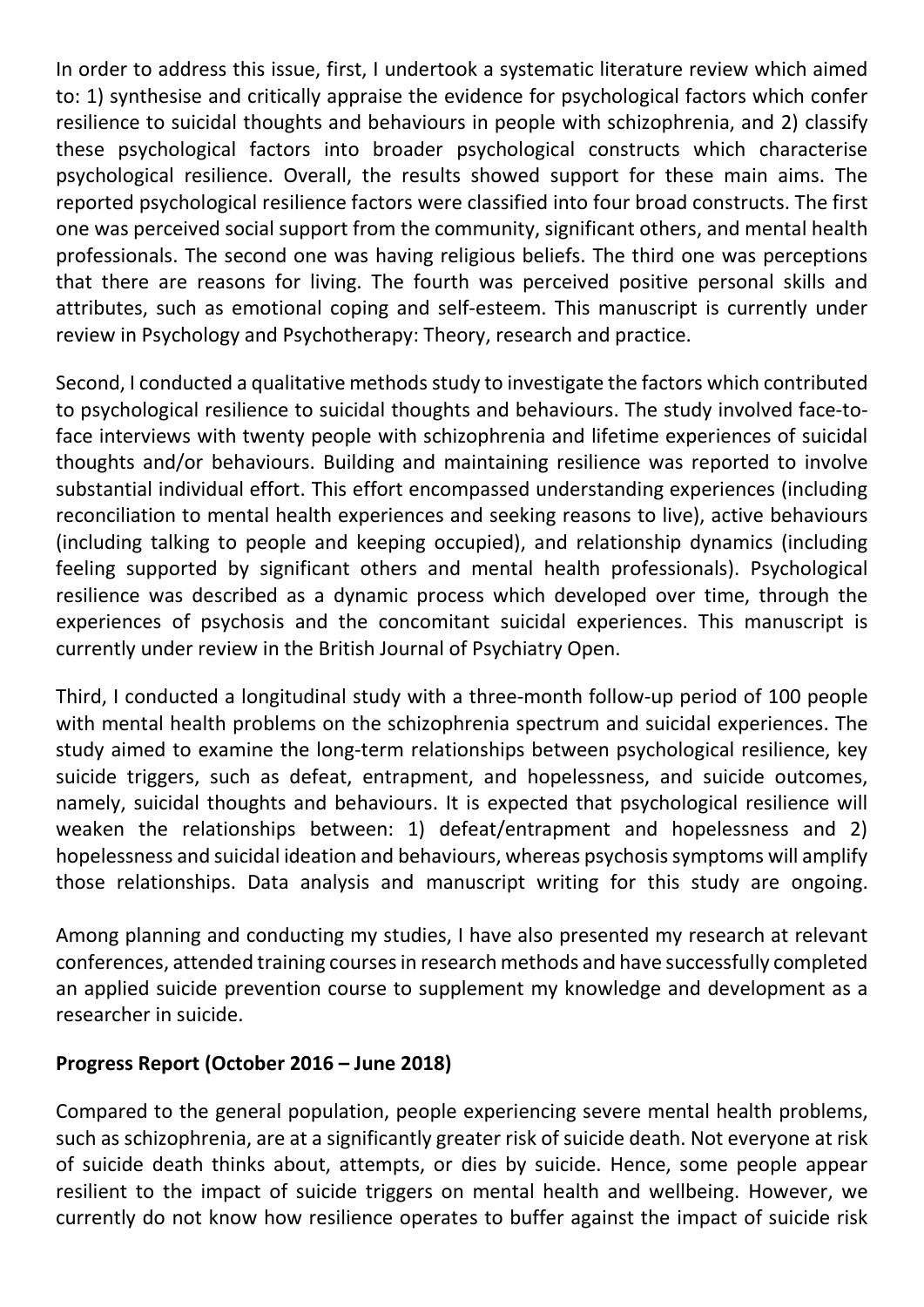In order to address this issue, first, I undertook a systematic literature review which aimed to: 1) synthesise and critically appraise the evidence for psychological factors which confer resilience to suicidal thoughts and behaviours in people with schizophrenia, and 2) classify these psychological factors into broader psychological constructs which characterise psychological resilience. Overall, the results showed support for these main aims. The reported psychological resilience factors were classified into four broad constructs. The first one was perceived social support from the community, significant others, and mental health professionals. The second one was having religious beliefs. The third one was perceptions that there are reasons for living. The fourth was perceived positive personal skills and attributes, such as emotional coping and self-esteem. This manuscript is currently under review in Psychology and Psychotherapy: Theory, research and practice.

Second, I conducted a qualitative methods study to investigate the factors which contributed to psychological resilience to suicidal thoughts and behaviours. The study involved face-to-face interviews with twenty people with schizophrenia and lifetime experiences of suicidal thoughts and/or behaviours. Building and maintaining resilience was reported to involve substantial individual effort. This effort encompassed understanding experiences (including reconciliation to mental health experiences and seeking reasons to live), active behaviours (including talking to people and keeping occupied), and relationship dynamics (including feeling supported by significant others and mental health professionals). Psychological resilience was described as a dynamic process which developed over time, through the experiences of psychosis and the concomitant suicidal experiences. This manuscript is currently under review in the British Journal of Psychiatry Open.

Third, I conducted a longitudinal study with a three-month follow-up period of 100 people with mental health problems on the schizophrenia spectrum and suicidal experiences. The study aimed to examine the long-term relationships between psychological resilience, key suicide triggers, such as defeat, entrapment, and hopelessness, and suicide outcomes, namely, suicidal thoughts and behaviours. It is expected that psychological resilience will weaken the relationships between: 1) defeat/entrapment and hopelessness and 2) hopelessness and suicidal ideation and behaviours, whereas psychosis symptoms will amplify those relationships. Data analysis and manuscript writing for this study are ongoing.

Among planning and conducting my studies, I have also presented my research at relevant conferences, attended training courses in research methods and have successfully completed an applied suicide prevention course to supplement my knowledge and development as a researcher in suicide.

**Progress Report (October 2016 – June 2018)**

Compared to the general population, people experiencing severe mental health problems, such as schizophrenia, are at a significantly greater risk of suicide death. Not everyone at risk of suicide death thinks about, attempts, or dies by suicide. Hence, some people appear resilient to the impact of suicide triggers on mental health and wellbeing. However, we currently do not know how resilience operates to buffer against the impact of suicide risk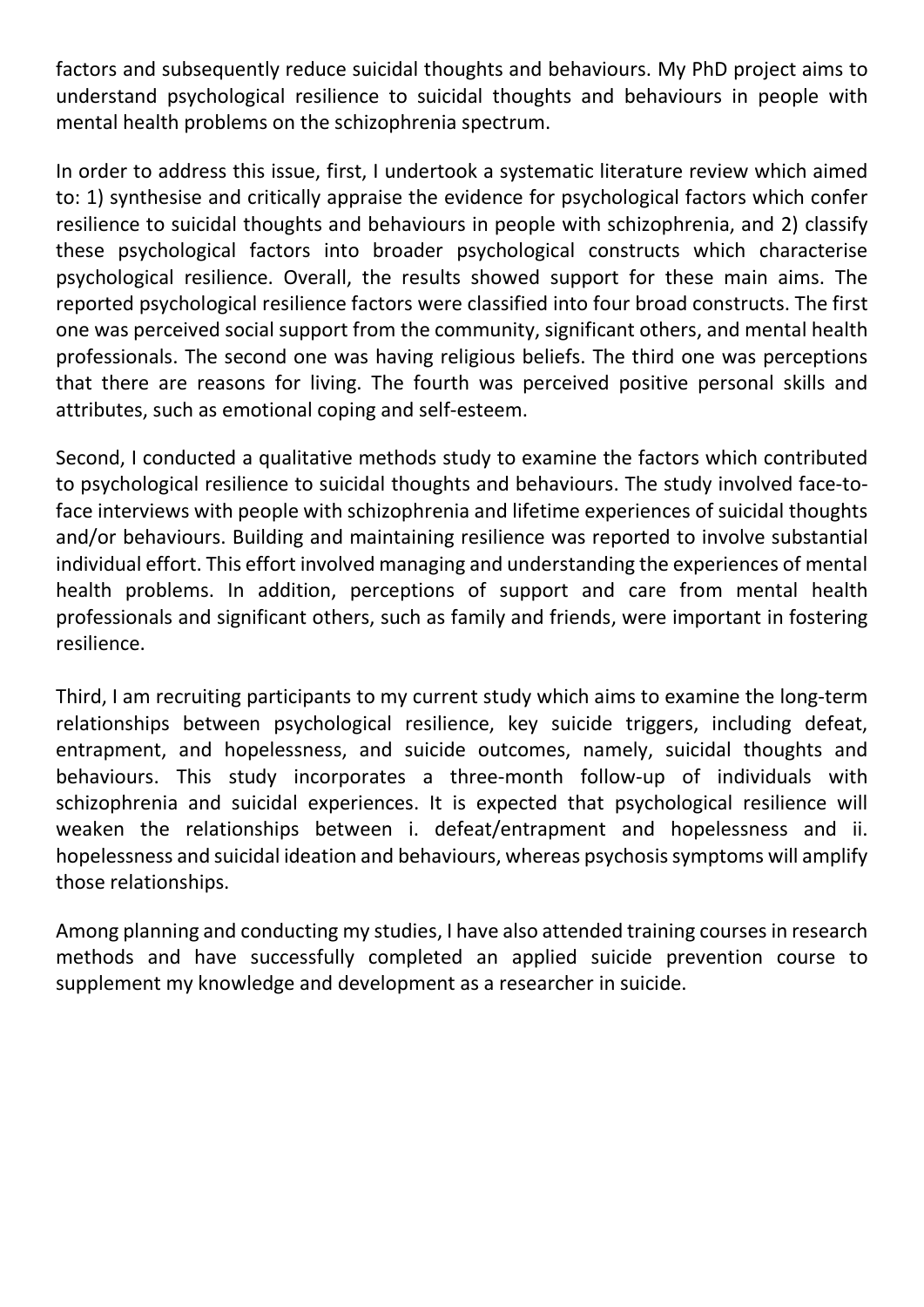factors and subsequently reduce suicidal thoughts and behaviours. My PhD project aims to understand psychological resilience to suicidal thoughts and behaviours in people with mental health problems on the schizophrenia spectrum.

In order to address this issue, first, I undertook a systematic literature review which aimed to: 1) synthesise and critically appraise the evidence for psychological factors which confer resilience to suicidal thoughts and behaviours in people with schizophrenia, and 2) classify these psychological factors into broader psychological constructs which characterise psychological resilience. Overall, the results showed support for these main aims. The reported psychological resilience factors were classified into four broad constructs. The first one was perceived social support from the community, significant others, and mental health professionals. The second one was having religious beliefs. The third one was perceptions that there are reasons for living. The fourth was perceived positive personal skills and attributes, such as emotional coping and self-esteem.

Second, I conducted a qualitative methods study to examine the factors which contributed to psychological resilience to suicidal thoughts and behaviours. The study involved face-to-face interviews with people with schizophrenia and lifetime experiences of suicidal thoughts and/or behaviours. Building and maintaining resilience was reported to involve substantial individual effort. This effort involved managing and understanding the experiences of mental health problems. In addition, perceptions of support and care from mental health professionals and significant others, such as family and friends, were important in fostering resilience.

Third, I am recruiting participants to my current study which aims to examine the long-term relationships between psychological resilience, key suicide triggers, including defeat, entrapment, and hopelessness, and suicide outcomes, namely, suicidal thoughts and behaviours. This study incorporates a three-month follow-up of individuals with schizophrenia and suicidal experiences. It is expected that psychological resilience will weaken the relationships between i. defeat/entrapment and hopelessness and ii. hopelessness and suicidal ideation and behaviours, whereas psychosis symptoms will amplify those relationships.

Among planning and conducting my studies, I have also attended training courses in research methods and have successfully completed an applied suicide prevention course to supplement my knowledge and development as a researcher in suicide.